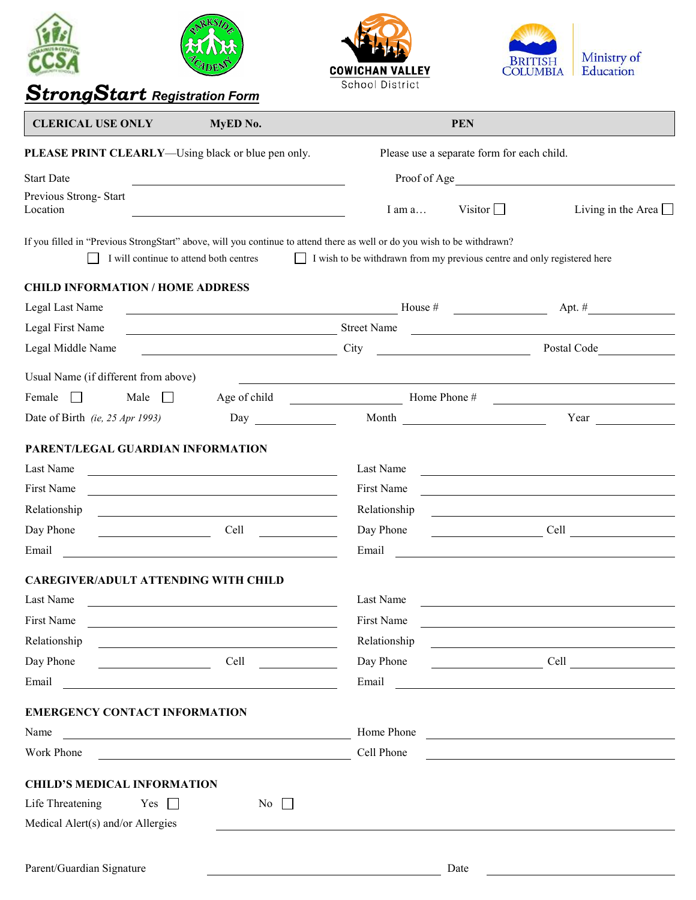CCSA | Parkside Academy | COWICHAN VALLEY School District | BRITISH COLUMBIA Ministry of Education

# StrongStart Registration Form

| CLERICAL USE ONLY | MyED No. | PEN |
|---|---|---|

**PLEASE PRINT CLEARLY**—Using black or blue pen only.

Please use a separate form for each child.

Start Date ______________________

Proof of Age ______________________

Previous Strong- Start Location ______________________

I am a… Visitor ☐ Living in the Area ☐

If you filled in "Previous StrongStart" above, will you continue to attend there as well or do you wish to be withdrawn?

☐ I will continue to attend both centres ☐ I wish to be withdrawn from my previous centre and only registered here

## CHILD INFORMATION / HOME ADDRESS

Legal Last Name ______________________ House # __________ Apt. # __________

Legal First Name ______________________ Street Name ______________________

Legal Middle Name ______________________ City ______________________ Postal Code __________

Usual Name (if different from above) ______________________

Female ☐ Male ☐ Age of child __________ Home Phone # ______________________

Date of Birth *(ie, 25 Apr 1993)* Day __________ Month __________ Year __________

## PARENT/LEGAL GUARDIAN INFORMATION

Last Name ______________________ Last Name ______________________

First Name ______________________ First Name ______________________

Relationship ______________________ Relationship ______________________

Day Phone __________ Cell __________ Day Phone __________ Cell __________

Email ______________________ Email ______________________

## CAREGIVER/ADULT ATTENDING WITH CHILD

Last Name ______________________ Last Name ______________________

First Name ______________________ First Name ______________________

Relationship ______________________ Relationship ______________________

Day Phone __________ Cell __________ Day Phone __________ Cell __________

Email ______________________ Email ______________________

## EMERGENCY CONTACT INFORMATION

Name ______________________ Home Phone ______________________

Work Phone ______________________ Cell Phone ______________________

## CHILD'S MEDICAL INFORMATION

Life Threatening Yes ☐ No ☐

Medical Alert(s) and/or Allergies ______________________

Parent/Guardian Signature ______________________ Date ______________________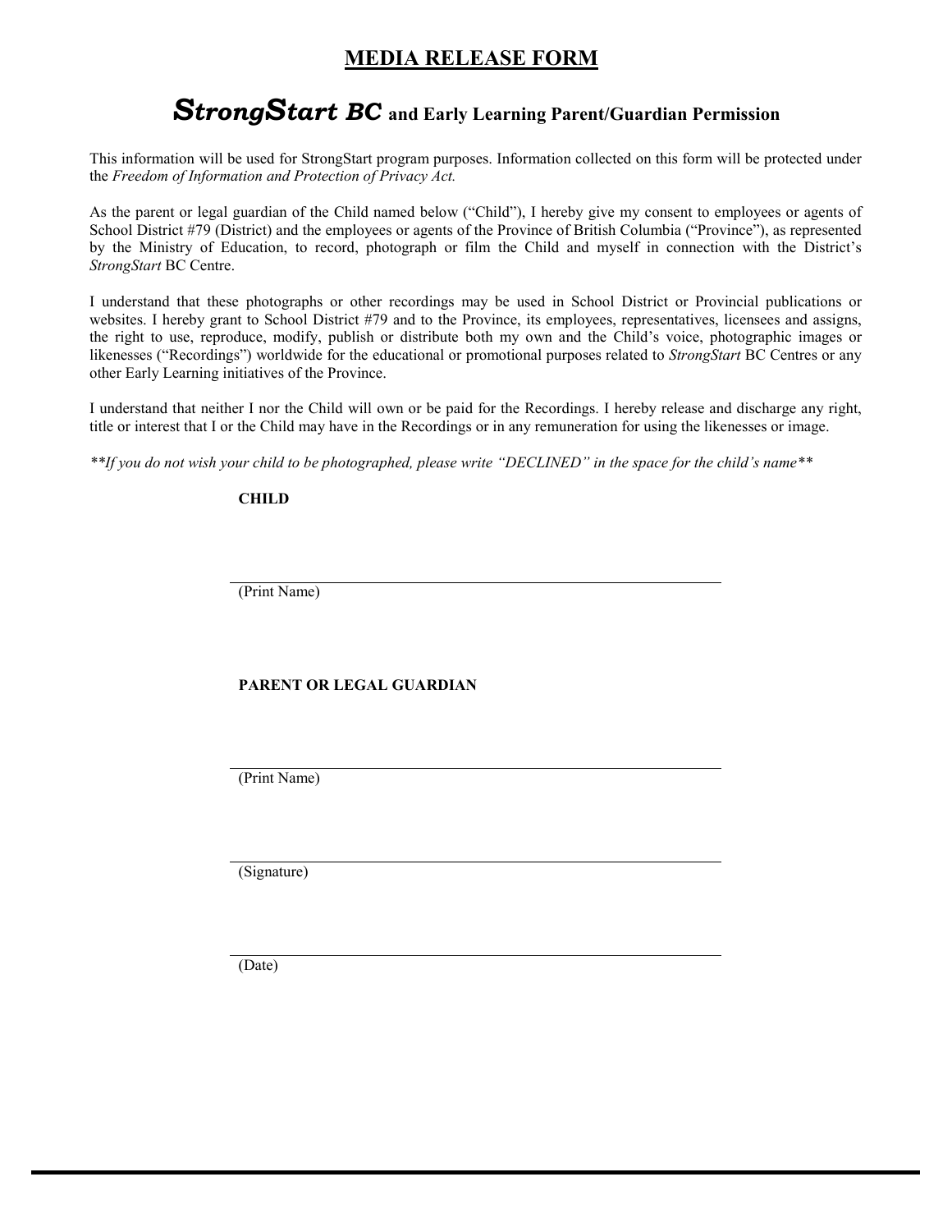# MEDIA RELEASE FORM

## *StrongStart BC* and Early Learning Parent/Guardian Permission

This information will be used for StrongStart program purposes. Information collected on this form will be protected under the *Freedom of Information and Protection of Privacy Act.*

As the parent or legal guardian of the Child named below ("Child"), I hereby give my consent to employees or agents of School District #79 (District) and the employees or agents of the Province of British Columbia ("Province"), as represented by the Ministry of Education, to record, photograph or film the Child and myself in connection with the District's *StrongStart* BC Centre.

I understand that these photographs or other recordings may be used in School District or Provincial publications or websites. I hereby grant to School District #79 and to the Province, its employees, representatives, licensees and assigns, the right to use, reproduce, modify, publish or distribute both my own and the Child's voice, photographic images or likenesses ("Recordings") worldwide for the educational or promotional purposes related to *StrongStart* BC Centres or any other Early Learning initiatives of the Province.

I understand that neither I nor the Child will own or be paid for the Recordings. I hereby release and discharge any right, title or interest that I or the Child may have in the Recordings or in any remuneration for using the likenesses or image.

*\*\*If you do not wish your child to be photographed, please write "DECLINED" in the space for the child's name\*\**

**CHILD**

\_\_\_\_\_\_\_\_\_\_\_\_\_\_\_\_\_\_\_\_\_\_\_\_\_\_\_\_\_\_\_\_\_\_\_\_\_\_\_\_
(Print Name)

**PARENT OR LEGAL GUARDIAN**

\_\_\_\_\_\_\_\_\_\_\_\_\_\_\_\_\_\_\_\_\_\_\_\_\_\_\_\_\_\_\_\_\_\_\_\_\_\_\_\_
(Print Name)

\_\_\_\_\_\_\_\_\_\_\_\_\_\_\_\_\_\_\_\_\_\_\_\_\_\_\_\_\_\_\_\_\_\_\_\_\_\_\_\_
(Signature)

\_\_\_\_\_\_\_\_\_\_\_\_\_\_\_\_\_\_\_\_\_\_\_\_\_\_\_\_\_\_\_\_\_\_\_\_\_\_\_\_
(Date)